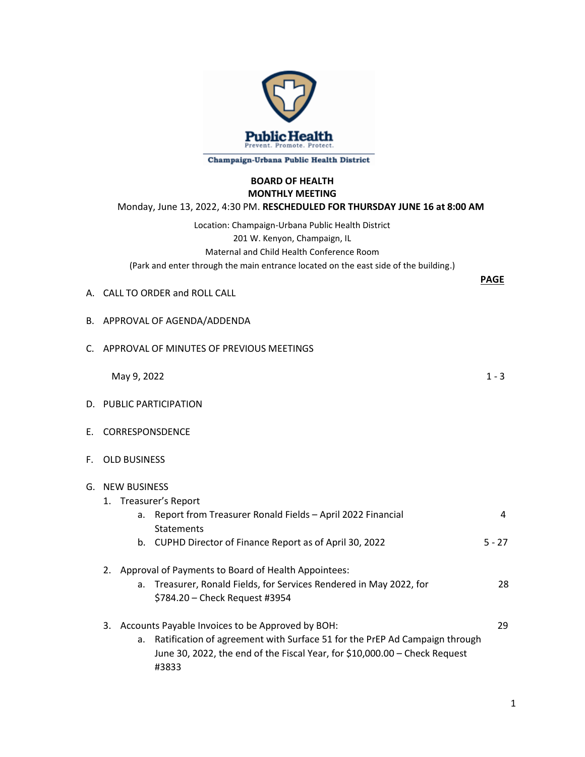Public Health

Prevent. Promote. Protect.

Champaign-Urbana Public Health District

# BOARD OF HEALTH
## MONTHLY MEETING

Monday, June 13, 2022, 4:30 PM. **RESCHEDULED FOR THURSDAY JUNE 16 at 8:00 AM**

Location: Champaign-Urbana Public Health District
201 W. Kenyon, Champaign, IL
Maternal and Child Health Conference Room
(Park and enter through the main entrance located on the east side of the building.)

| | PAGE |
|---|---|
| A. CALL TO ORDER and ROLL CALL | |
| B. APPROVAL OF AGENDA/ADDENDA | |
| C. APPROVAL OF MINUTES OF PREVIOUS MEETINGS | |
| May 9, 2022 | 1 - 3 |
| D. PUBLIC PARTICIPATION | |
| E. CORRESPONDENCE | |
| F. OLD BUSINESS | |
| G. NEW BUSINESS | |
| 1. Treasurer's Report | |
| a. Report from Treasurer Ronald Fields – April 2022 Financial Statements | 4 |
| b. CUPHD Director of Finance Report as of April 30, 2022 | 5 - 27 |
| 2. Approval of Payments to Board of Health Appointees: | |
| a. Treasurer, Ronald Fields, for Services Rendered in May 2022, for $784.20 – Check Request #3954 | 28 |
| 3. Accounts Payable Invoices to be Approved by BOH: | 29 |
| a. Ratification of agreement with Surface 51 for the PrEP Ad Campaign through June 30, 2022, the end of the Fiscal Year, for $10,000.00 – Check Request #3833 | |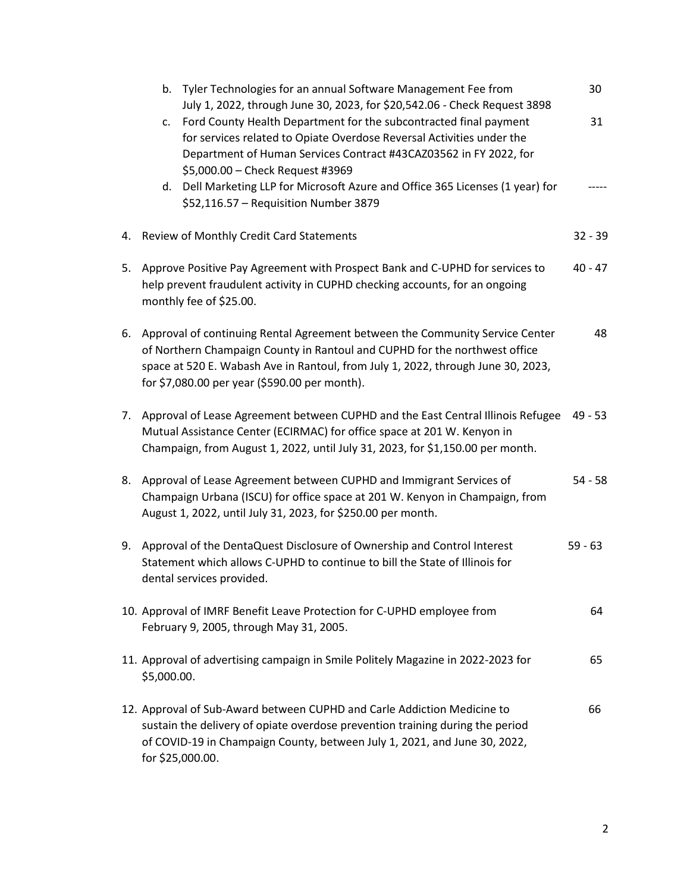b. Tyler Technologies for an annual Software Management Fee from July 1, 2022, through June 30, 2023, for $20,542.06 - Check Request 3898 — 30

c. Ford County Health Department for the subcontracted final payment for services related to Opiate Overdose Reversal Activities under the Department of Human Services Contract #43CAZ03562 in FY 2022, for $5,000.00 – Check Request #3969 — 31

d. Dell Marketing LLP for Microsoft Azure and Office 365 Licenses (1 year) for $52,116.57 – Requisition Number 3879 — -----

4. Review of Monthly Credit Card Statements — 32 - 39

5. Approve Positive Pay Agreement with Prospect Bank and C-UPHD for services to help prevent fraudulent activity in CUPHD checking accounts, for an ongoing monthly fee of $25.00. — 40 - 47

6. Approval of continuing Rental Agreement between the Community Service Center of Northern Champaign County in Rantoul and CUPHD for the northwest office space at 520 E. Wabash Ave in Rantoul, from July 1, 2022, through June 30, 2023, for $7,080.00 per year ($590.00 per month). — 48

7. Approval of Lease Agreement between CUPHD and the East Central Illinois Refugee Mutual Assistance Center (ECIRMAC) for office space at 201 W. Kenyon in Champaign, from August 1, 2022, until July 31, 2023, for $1,150.00 per month. — 49 - 53

8. Approval of Lease Agreement between CUPHD and Immigrant Services of Champaign Urbana (ISCU) for office space at 201 W. Kenyon in Champaign, from August 1, 2022, until July 31, 2023, for $250.00 per month. — 54 - 58

9. Approval of the DentaQuest Disclosure of Ownership and Control Interest Statement which allows C-UPHD to continue to bill the State of Illinois for dental services provided. — 59 - 63

10. Approval of IMRF Benefit Leave Protection for C-UPHD employee from February 9, 2005, through May 31, 2005. — 64

11. Approval of advertising campaign in Smile Politely Magazine in 2022-2023 for $5,000.00. — 65

12. Approval of Sub-Award between CUPHD and Carle Addiction Medicine to sustain the delivery of opiate overdose prevention training during the period of COVID-19 in Champaign County, between July 1, 2021, and June 30, 2022, for $25,000.00. — 66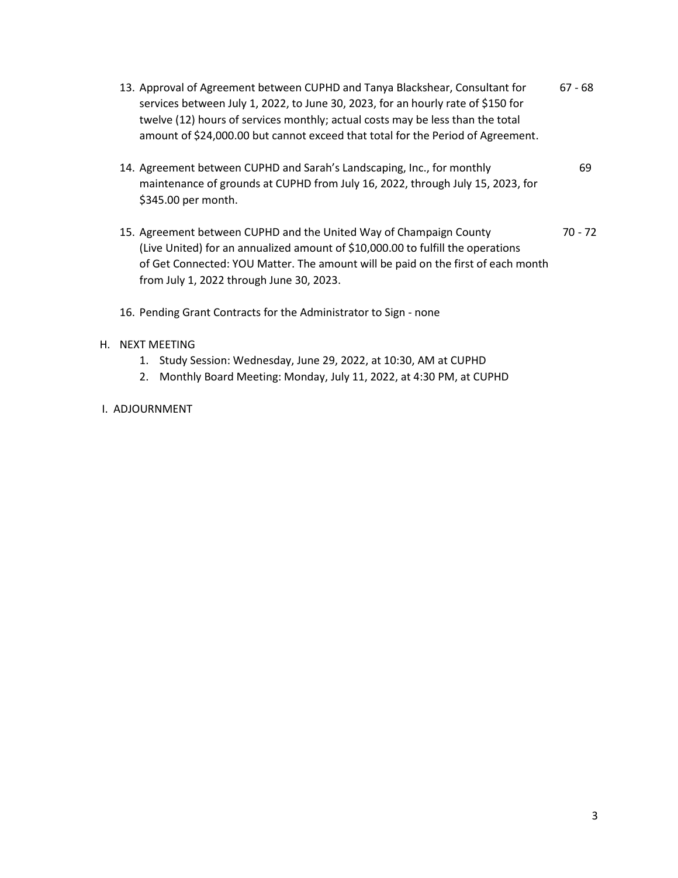13. Approval of Agreement between CUPHD and Tanya Blackshear, Consultant for services between July 1, 2022, to June 30, 2023, for an hourly rate of $150 for twelve (12) hours of services monthly; actual costs may be less than the total amount of $24,000.00 but cannot exceed that total for the Period of Agreement. 67 - 68

14. Agreement between CUPHD and Sarah's Landscaping, Inc., for monthly maintenance of grounds at CUPHD from July 16, 2022, through July 15, 2023, for $345.00 per month. 69

15. Agreement between CUPHD and the United Way of Champaign County (Live United) for an annualized amount of $10,000.00 to fulfill the operations of Get Connected: YOU Matter. The amount will be paid on the first of each month from July 1, 2022 through June 30, 2023. 70 - 72

16. Pending Grant Contracts for the Administrator to Sign - none

H. NEXT MEETING

1. Study Session: Wednesday, June 29, 2022, at 10:30, AM at CUPHD
2. Monthly Board Meeting: Monday, July 11, 2022, at 4:30 PM, at CUPHD

I. ADJOURNMENT